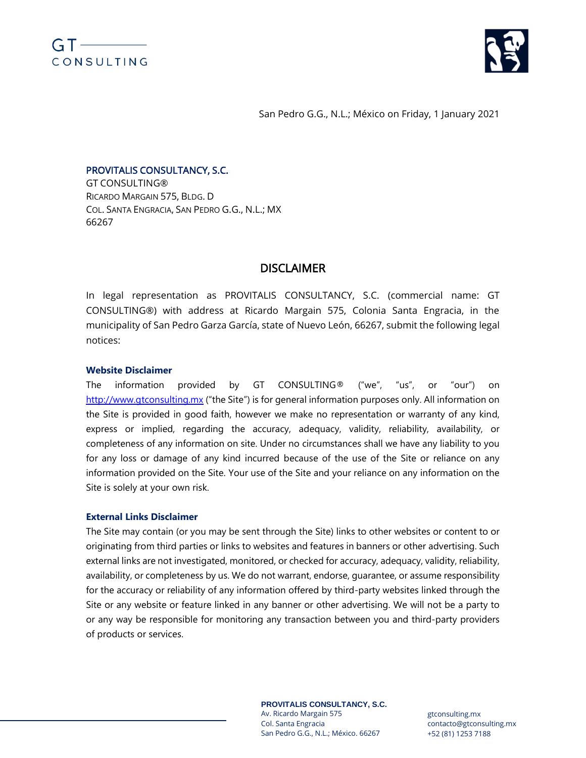GT
CONSULTING

San Pedro G.G., N.L.; México on Friday, 1 January 2021

PROVITALIS CONSULTANCY, S.C.
GT CONSULTING®
RICARDO MARGAIN 575, BLDG. D
COL. SANTA ENGRACIA, SAN PEDRO G.G., N.L.; MX
66267

# DISCLAIMER

In legal representation as PROVITALIS CONSULTANCY, S.C. (commercial name: GT CONSULTING®) with address at Ricardo Margain 575, Colonia Santa Engracia, in the municipality of San Pedro Garza García, state of Nuevo León, 66267, submit the following legal notices:

### Website Disclaimer

The information provided by GT CONSULTING® ("we", "us", or "our") on http://www.gtconsulting.mx ("the Site") is for general information purposes only. All information on the Site is provided in good faith, however we make no representation or warranty of any kind, express or implied, regarding the accuracy, adequacy, validity, reliability, availability, or completeness of any information on site. Under no circumstances shall we have any liability to you for any loss or damage of any kind incurred because of the use of the Site or reliance on any information provided on the Site. Your use of the Site and your reliance on any information on the Site is solely at your own risk.

### External Links Disclaimer

The Site may contain (or you may be sent through the Site) links to other websites or content to or originating from third parties or links to websites and features in banners or other advertising. Such external links are not investigated, monitored, or checked for accuracy, adequacy, validity, reliability, availability, or completeness by us. We do not warrant, endorse, guarantee, or assume responsibility for the accuracy or reliability of any information offered by third-party websites linked through the Site or any website or feature linked in any banner or other advertising. We will not be a party to or any way be responsible for monitoring any transaction between you and third-party providers of products or services.

**PROVITALIS CONSULTANCY, S.C.**
Av. Ricardo Margain 575
Col. Santa Engracia
San Pedro G.G., N.L.; México. 66267

gtconsulting.mx
contacto@gtconsulting.mx
+52 (81) 1253 7188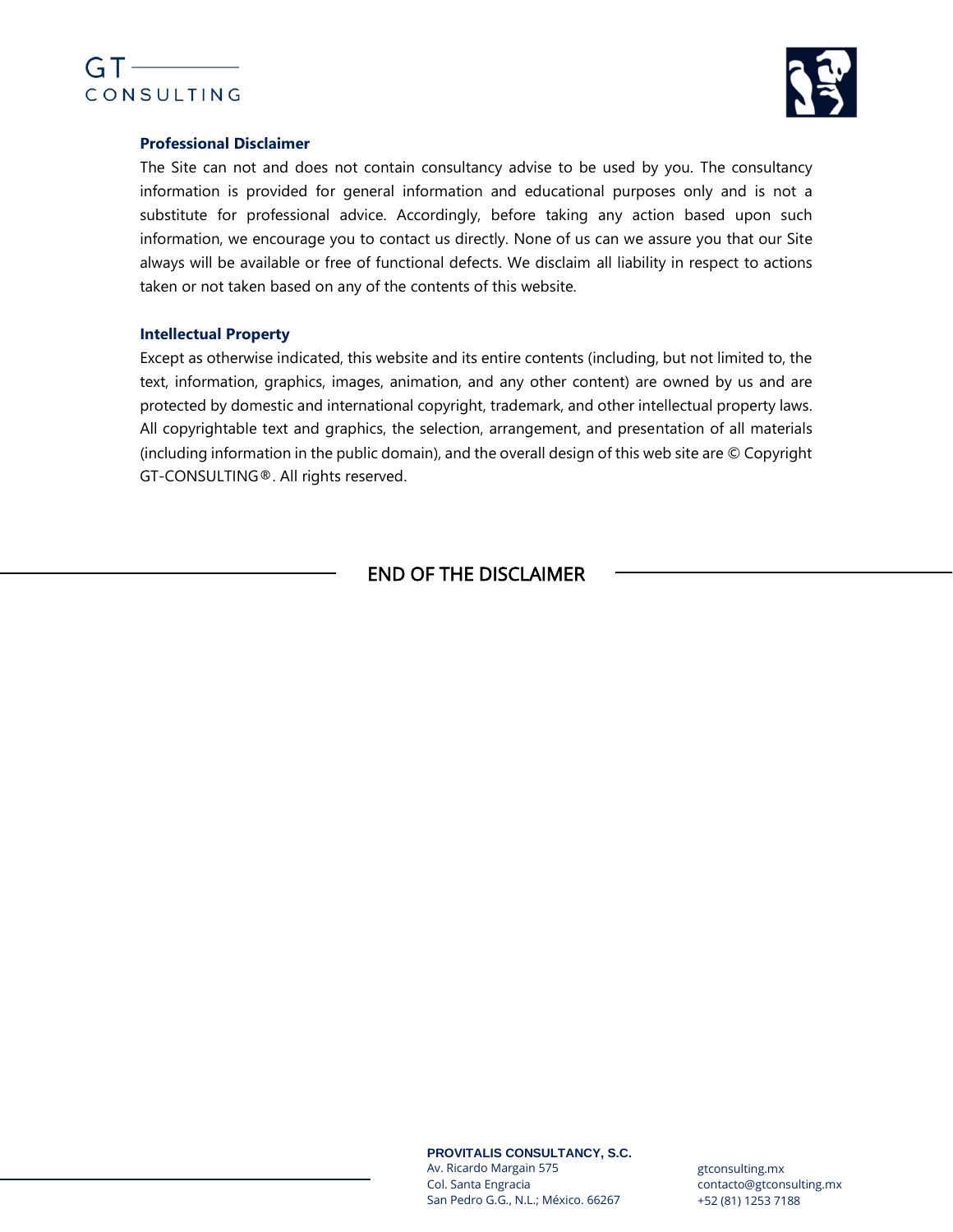### Professional Disclaimer

The Site can not and does not contain consultancy advise to be used by you. The consultancy information is provided for general information and educational purposes only and is not a substitute for professional advice. Accordingly, before taking any action based upon such information, we encourage you to contact us directly. None of us can we assure you that our Site always will be available or free of functional defects. We disclaim all liability in respect to actions taken or not taken based on any of the contents of this website.

### Intellectual Property

Except as otherwise indicated, this website and its entire contents (including, but not limited to, the text, information, graphics, images, animation, and any other content) are owned by us and are protected by domestic and international copyright, trademark, and other intellectual property laws. All copyrightable text and graphics, the selection, arrangement, and presentation of all materials (including information in the public domain), and the overall design of this web site are © Copyright GT-CONSULTING®. All rights reserved.

END OF THE DISCLAIMER